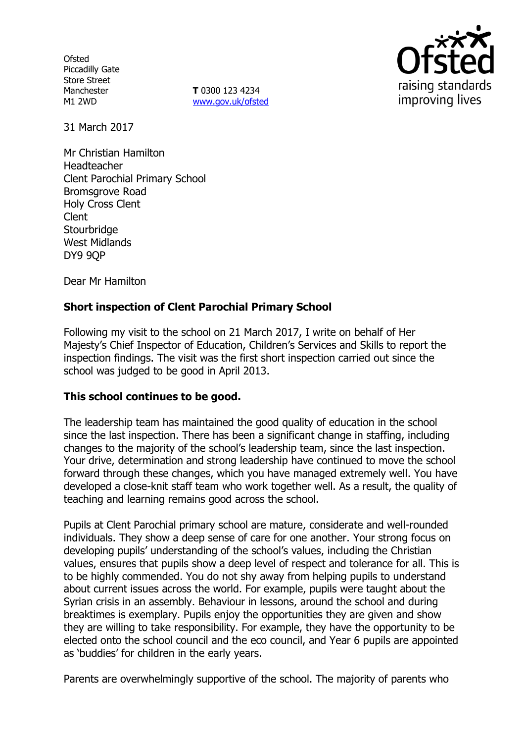Ofsted
Piccadilly Gate
Store Street
Manchester
M1 2WD

**T** 0300 123 4234
www.gov.uk/ofsted

31 March 2017

Mr Christian Hamilton
Headteacher
Clent Parochial Primary School
Bromsgrove Road
Holy Cross Clent
Clent
Stourbridge
West Midlands
DY9 9QP

Dear Mr Hamilton

**Short inspection of Clent Parochial Primary School**

Following my visit to the school on 21 March 2017, I write on behalf of Her Majesty's Chief Inspector of Education, Children's Services and Skills to report the inspection findings. The visit was the first short inspection carried out since the school was judged to be good in April 2013.

**This school continues to be good.**

The leadership team has maintained the good quality of education in the school since the last inspection. There has been a significant change in staffing, including changes to the majority of the school's leadership team, since the last inspection. Your drive, determination and strong leadership have continued to move the school forward through these changes, which you have managed extremely well. You have developed a close-knit staff team who work together well. As a result, the quality of teaching and learning remains good across the school.

Pupils at Clent Parochial primary school are mature, considerate and well-rounded individuals. They show a deep sense of care for one another. Your strong focus on developing pupils' understanding of the school's values, including the Christian values, ensures that pupils show a deep level of respect and tolerance for all. This is to be highly commended. You do not shy away from helping pupils to understand about current issues across the world. For example, pupils were taught about the Syrian crisis in an assembly. Behaviour in lessons, around the school and during breaktimes is exemplary. Pupils enjoy the opportunities they are given and show they are willing to take responsibility. For example, they have the opportunity to be elected onto the school council and the eco council, and Year 6 pupils are appointed as 'buddies' for children in the early years.

Parents are overwhelmingly supportive of the school. The majority of parents who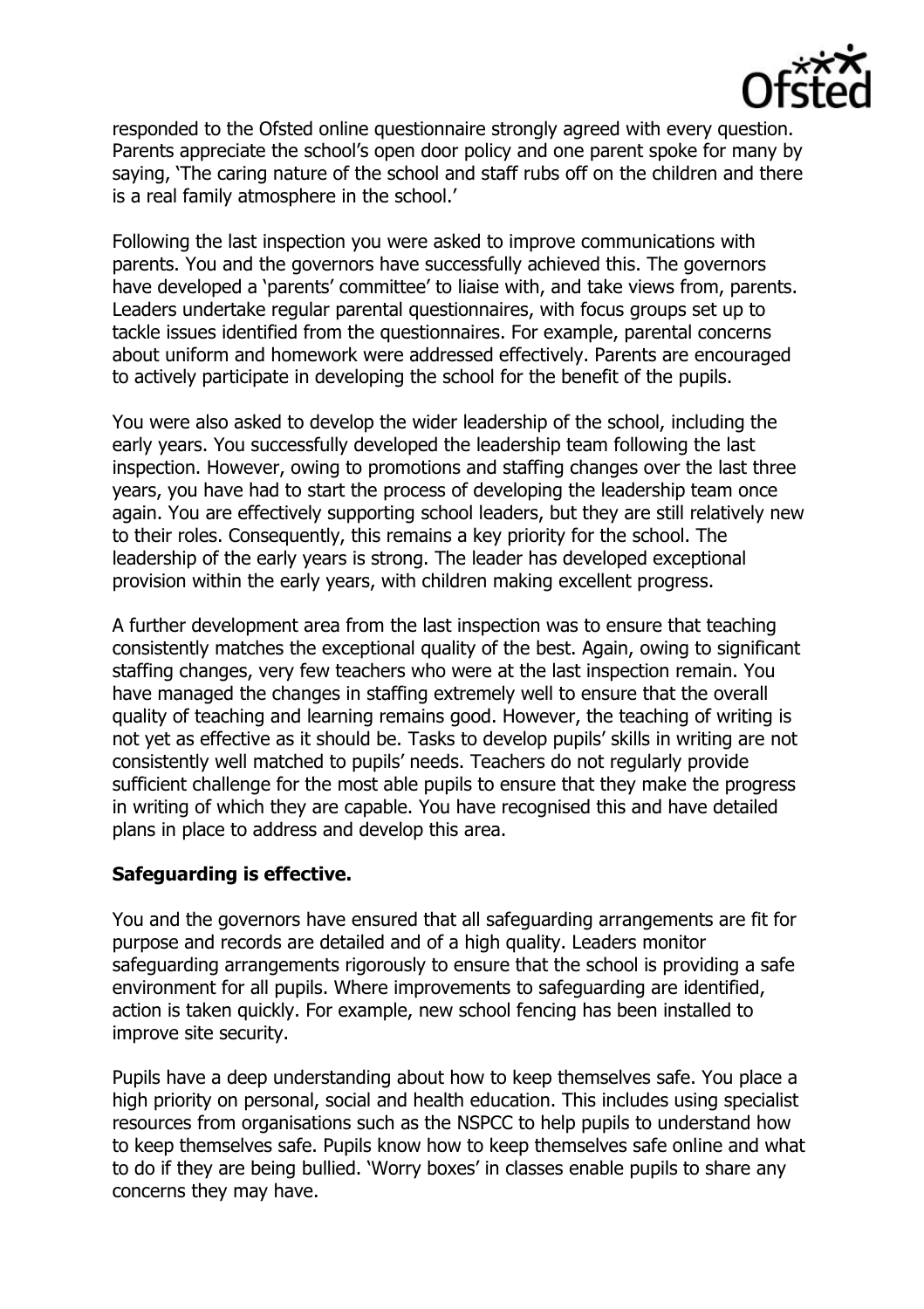responded to the Ofsted online questionnaire strongly agreed with every question. Parents appreciate the school's open door policy and one parent spoke for many by saying, 'The caring nature of the school and staff rubs off on the children and there is a real family atmosphere in the school.'

Following the last inspection you were asked to improve communications with parents. You and the governors have successfully achieved this. The governors have developed a 'parents' committee' to liaise with, and take views from, parents. Leaders undertake regular parental questionnaires, with focus groups set up to tackle issues identified from the questionnaires. For example, parental concerns about uniform and homework were addressed effectively. Parents are encouraged to actively participate in developing the school for the benefit of the pupils.

You were also asked to develop the wider leadership of the school, including the early years. You successfully developed the leadership team following the last inspection. However, owing to promotions and staffing changes over the last three years, you have had to start the process of developing the leadership team once again. You are effectively supporting school leaders, but they are still relatively new to their roles. Consequently, this remains a key priority for the school. The leadership of the early years is strong. The leader has developed exceptional provision within the early years, with children making excellent progress.

A further development area from the last inspection was to ensure that teaching consistently matches the exceptional quality of the best. Again, owing to significant staffing changes, very few teachers who were at the last inspection remain. You have managed the changes in staffing extremely well to ensure that the overall quality of teaching and learning remains good. However, the teaching of writing is not yet as effective as it should be. Tasks to develop pupils' skills in writing are not consistently well matched to pupils' needs. Teachers do not regularly provide sufficient challenge for the most able pupils to ensure that they make the progress in writing of which they are capable. You have recognised this and have detailed plans in place to address and develop this area.

**Safeguarding is effective.**

You and the governors have ensured that all safeguarding arrangements are fit for purpose and records are detailed and of a high quality. Leaders monitor safeguarding arrangements rigorously to ensure that the school is providing a safe environment for all pupils. Where improvements to safeguarding are identified, action is taken quickly. For example, new school fencing has been installed to improve site security.

Pupils have a deep understanding about how to keep themselves safe. You place a high priority on personal, social and health education. This includes using specialist resources from organisations such as the NSPCC to help pupils to understand how to keep themselves safe. Pupils know how to keep themselves safe online and what to do if they are being bullied. 'Worry boxes' in classes enable pupils to share any concerns they may have.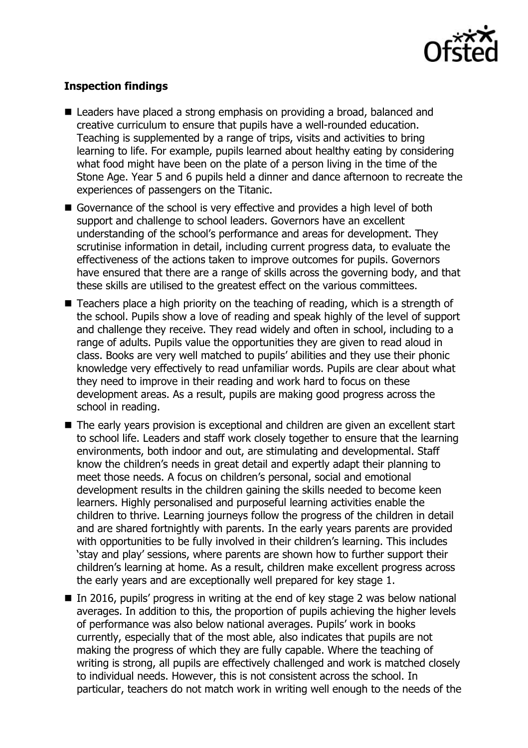### Inspection findings

- Leaders have placed a strong emphasis on providing a broad, balanced and creative curriculum to ensure that pupils have a well-rounded education. Teaching is supplemented by a range of trips, visits and activities to bring learning to life. For example, pupils learned about healthy eating by considering what food might have been on the plate of a person living in the time of the Stone Age. Year 5 and 6 pupils held a dinner and dance afternoon to recreate the experiences of passengers on the Titanic.
- Governance of the school is very effective and provides a high level of both support and challenge to school leaders. Governors have an excellent understanding of the school's performance and areas for development. They scrutinise information in detail, including current progress data, to evaluate the effectiveness of the actions taken to improve outcomes for pupils. Governors have ensured that there are a range of skills across the governing body, and that these skills are utilised to the greatest effect on the various committees.
- Teachers place a high priority on the teaching of reading, which is a strength of the school. Pupils show a love of reading and speak highly of the level of support and challenge they receive. They read widely and often in school, including to a range of adults. Pupils value the opportunities they are given to read aloud in class. Books are very well matched to pupils' abilities and they use their phonic knowledge very effectively to read unfamiliar words. Pupils are clear about what they need to improve in their reading and work hard to focus on these development areas. As a result, pupils are making good progress across the school in reading.
- The early years provision is exceptional and children are given an excellent start to school life. Leaders and staff work closely together to ensure that the learning environments, both indoor and out, are stimulating and developmental. Staff know the children's needs in great detail and expertly adapt their planning to meet those needs. A focus on children's personal, social and emotional development results in the children gaining the skills needed to become keen learners. Highly personalised and purposeful learning activities enable the children to thrive. Learning journeys follow the progress of the children in detail and are shared fortnightly with parents. In the early years parents are provided with opportunities to be fully involved in their children's learning. This includes 'stay and play' sessions, where parents are shown how to further support their children's learning at home. As a result, children make excellent progress across the early years and are exceptionally well prepared for key stage 1.
- In 2016, pupils' progress in writing at the end of key stage 2 was below national averages. In addition to this, the proportion of pupils achieving the higher levels of performance was also below national averages. Pupils' work in books currently, especially that of the most able, also indicates that pupils are not making the progress of which they are fully capable. Where the teaching of writing is strong, all pupils are effectively challenged and work is matched closely to individual needs. However, this is not consistent across the school. In particular, teachers do not match work in writing well enough to the needs of the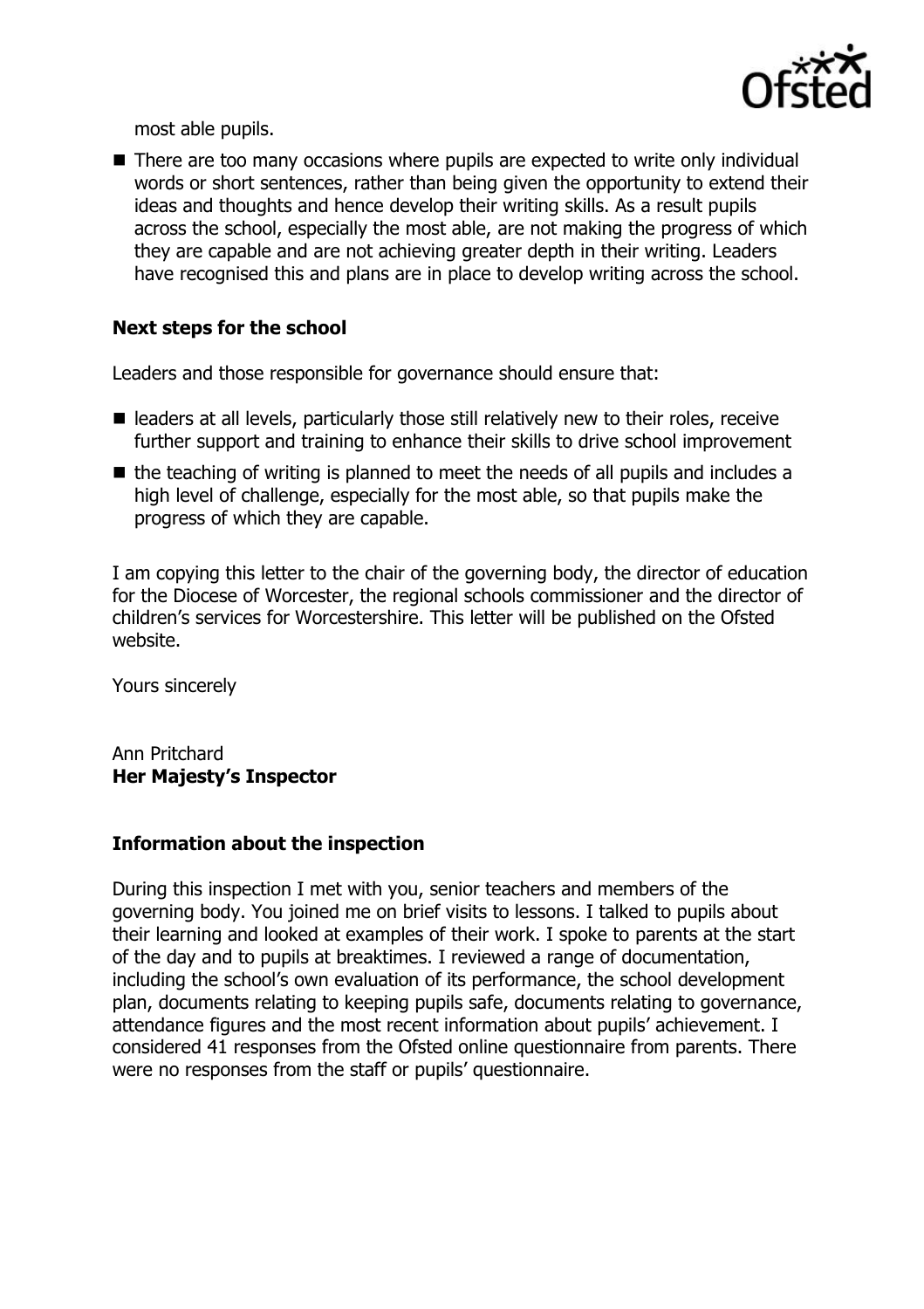most able pupils.

- There are too many occasions where pupils are expected to write only individual words or short sentences, rather than being given the opportunity to extend their ideas and thoughts and hence develop their writing skills. As a result pupils across the school, especially the most able, are not making the progress of which they are capable and are not achieving greater depth in their writing. Leaders have recognised this and plans are in place to develop writing across the school.

## Next steps for the school

Leaders and those responsible for governance should ensure that:

- leaders at all levels, particularly those still relatively new to their roles, receive further support and training to enhance their skills to drive school improvement
- the teaching of writing is planned to meet the needs of all pupils and includes a high level of challenge, especially for the most able, so that pupils make the progress of which they are capable.

I am copying this letter to the chair of the governing body, the director of education for the Diocese of Worcester, the regional schools commissioner and the director of children's services for Worcestershire. This letter will be published on the Ofsted website.

Yours sincerely

Ann Pritchard
**Her Majesty's Inspector**

## Information about the inspection

During this inspection I met with you, senior teachers and members of the governing body. You joined me on brief visits to lessons. I talked to pupils about their learning and looked at examples of their work. I spoke to parents at the start of the day and to pupils at breaktimes. I reviewed a range of documentation, including the school's own evaluation of its performance, the school development plan, documents relating to keeping pupils safe, documents relating to governance, attendance figures and the most recent information about pupils' achievement. I considered 41 responses from the Ofsted online questionnaire from parents. There were no responses from the staff or pupils' questionnaire.